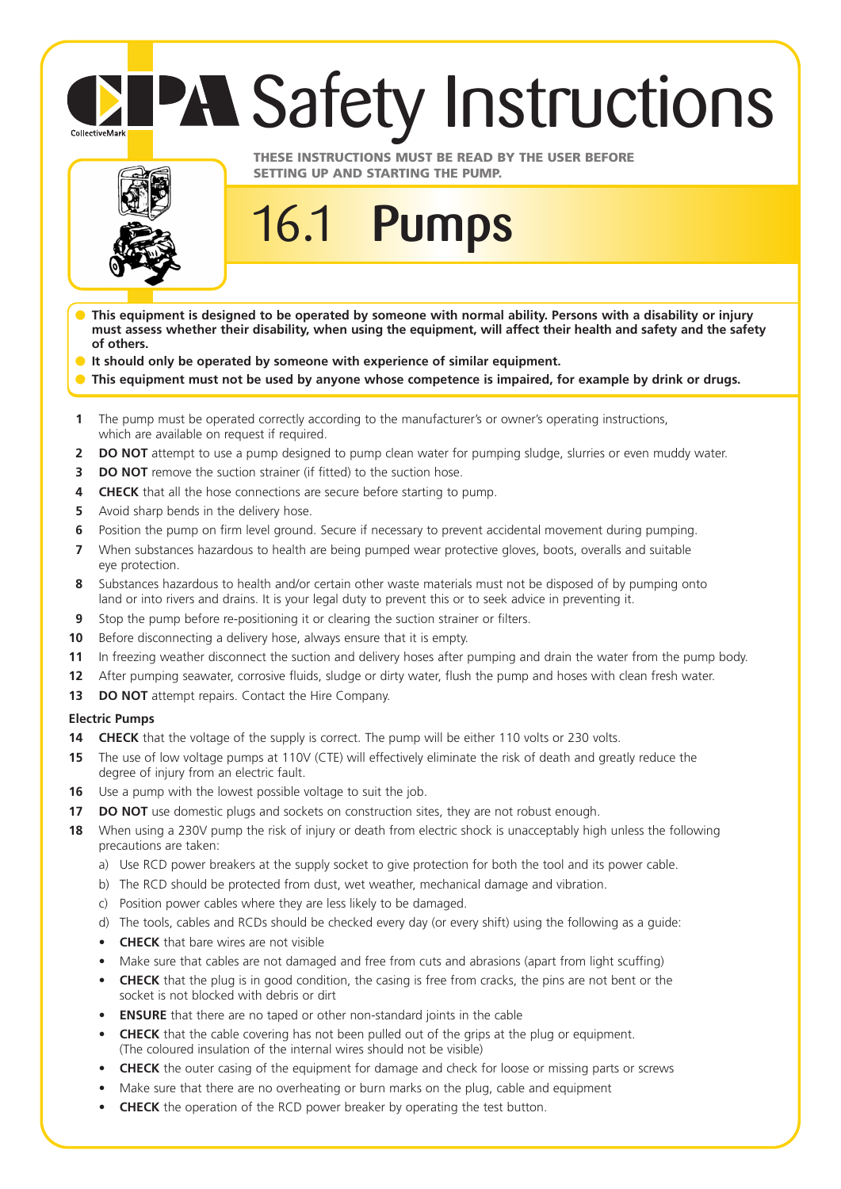# CPA Safety Instructions

CollectiveMark

**THESE INSTRUCTIONS MUST BE READ BY THE USER BEFORE SETTING UP AND STARTING THE PUMP.**

## 16.1 Pumps

- **This equipment is designed to be operated by someone with normal ability. Persons with a disability or injury must assess whether their disability, when using the equipment, will affect their health and safety and the safety of others.**
- **It should only be operated by someone with experience of similar equipment.**
- **This equipment must not be used by anyone whose competence is impaired, for example by drink or drugs.**

1. The pump must be operated correctly according to the manufacturer's or owner's operating instructions, which are available on request if required.
2. **DO NOT** attempt to use a pump designed to pump clean water for pumping sludge, slurries or even muddy water.
3. **DO NOT** remove the suction strainer (if fitted) to the suction hose.
4. **CHECK** that all the hose connections are secure before starting to pump.
5. Avoid sharp bends in the delivery hose.
6. Position the pump on firm level ground. Secure if necessary to prevent accidental movement during pumping.
7. When substances hazardous to health are being pumped wear protective gloves, boots, overalls and suitable eye protection.
8. Substances hazardous to health and/or certain other waste materials must not be disposed of by pumping onto land or into rivers and drains. It is your legal duty to prevent this or to seek advice in preventing it.
9. Stop the pump before re-positioning it or clearing the suction strainer or filters.
10. Before disconnecting a delivery hose, always ensure that it is empty.
11. In freezing weather disconnect the suction and delivery hoses after pumping and drain the water from the pump body.
12. After pumping seawater, corrosive fluids, sludge or dirty water, flush the pump and hoses with clean fresh water.
13. **DO NOT** attempt repairs. Contact the Hire Company.

### Electric Pumps

14. **CHECK** that the voltage of the supply is correct. The pump will be either 110 volts or 230 volts.
15. The use of low voltage pumps at 110V (CTE) will effectively eliminate the risk of death and greatly reduce the degree of injury from an electric fault.
16. Use a pump with the lowest possible voltage to suit the job.
17. **DO NOT** use domestic plugs and sockets on construction sites, they are not robust enough.
18. When using a 230V pump the risk of injury or death from electric shock is unacceptably high unless the following precautions are taken:
    a) Use RCD power breakers at the supply socket to give protection for both the tool and its power cable.
    b) The RCD should be protected from dust, wet weather, mechanical damage and vibration.
    c) Position power cables where they are less likely to be damaged.
    d) The tools, cables and RCDs should be checked every day (or every shift) using the following as a guide:
    - **CHECK** that bare wires are not visible
    - Make sure that cables are not damaged and free from cuts and abrasions (apart from light scuffing)
    - **CHECK** that the plug is in good condition, the casing is free from cracks, the pins are not bent or the socket is not blocked with debris or dirt
    - **ENSURE** that there are no taped or other non-standard joints in the cable
    - **CHECK** that the cable covering has not been pulled out of the grips at the plug or equipment. (The coloured insulation of the internal wires should not be visible)
    - **CHECK** the outer casing of the equipment for damage and check for loose or missing parts or screws
    - Make sure that there are no overheating or burn marks on the plug, cable and equipment
    - **CHECK** the operation of the RCD power breaker by operating the test button.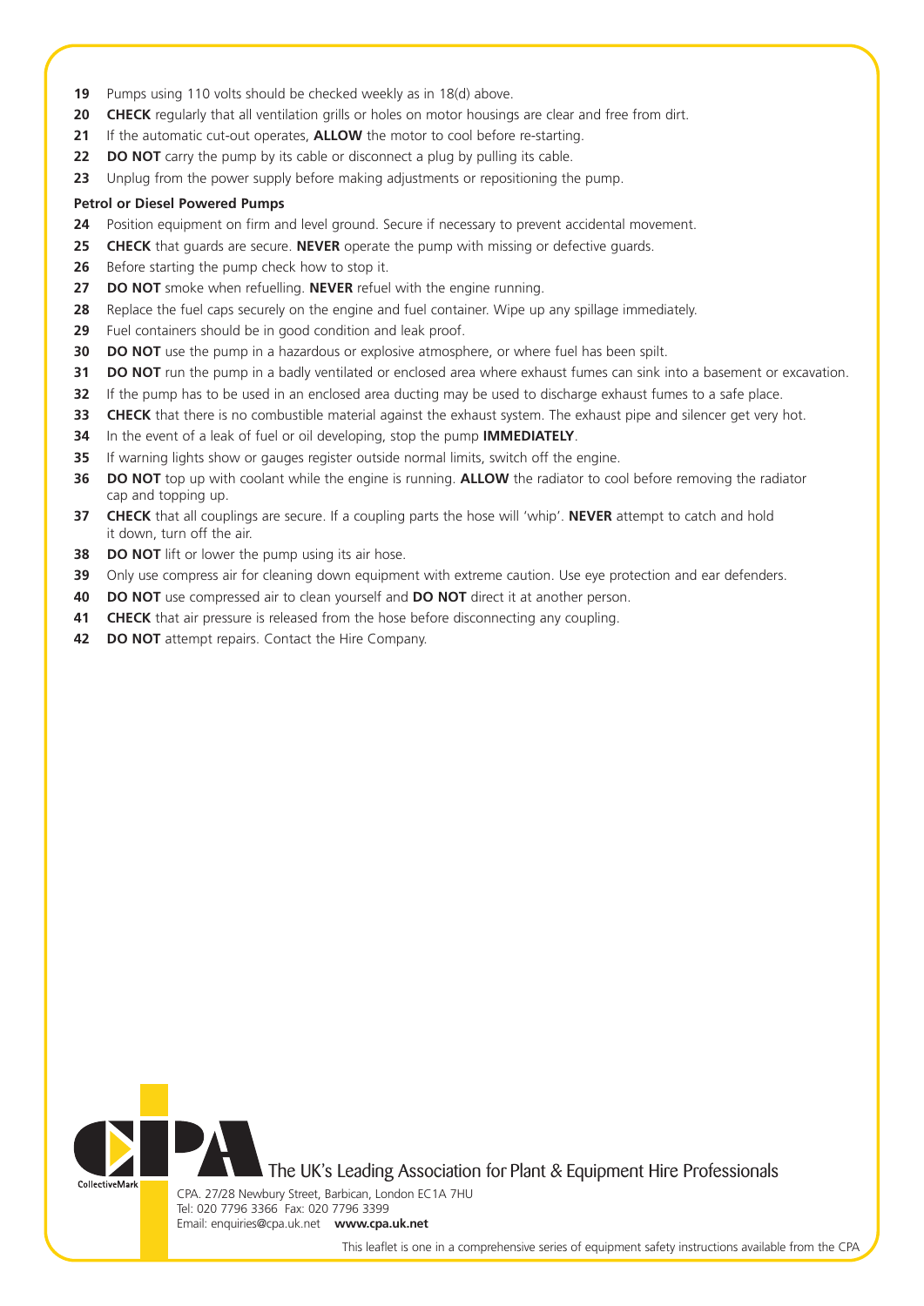19 Pumps using 110 volts should be checked weekly as in 18(d) above.

20 **CHECK** regularly that all ventilation grills or holes on motor housings are clear and free from dirt.

21 If the automatic cut-out operates, **ALLOW** the motor to cool before re-starting.

22 **DO NOT** carry the pump by its cable or disconnect a plug by pulling its cable.

23 Unplug from the power supply before making adjustments or repositioning the pump.

**Petrol or Diesel Powered Pumps**

24 Position equipment on firm and level ground. Secure if necessary to prevent accidental movement.

25 **CHECK** that guards are secure. **NEVER** operate the pump with missing or defective guards.

26 Before starting the pump check how to stop it.

27 **DO NOT** smoke when refuelling. **NEVER** refuel with the engine running.

28 Replace the fuel caps securely on the engine and fuel container. Wipe up any spillage immediately.

29 Fuel containers should be in good condition and leak proof.

30 **DO NOT** use the pump in a hazardous or explosive atmosphere, or where fuel has been spilt.

31 **DO NOT** run the pump in a badly ventilated or enclosed area where exhaust fumes can sink into a basement or excavation.

32 If the pump has to be used in an enclosed area ducting may be used to discharge exhaust fumes to a safe place.

33 **CHECK** that there is no combustible material against the exhaust system. The exhaust pipe and silencer get very hot.

34 In the event of a leak of fuel or oil developing, stop the pump **IMMEDIATELY**.

35 If warning lights show or gauges register outside normal limits, switch off the engine.

36 **DO NOT** top up with coolant while the engine is running. **ALLOW** the radiator to cool before removing the radiator cap and topping up.

37 **CHECK** that all couplings are secure. If a coupling parts the hose will 'whip'. **NEVER** attempt to catch and hold it down, turn off the air.

38 **DO NOT** lift or lower the pump using its air hose.

39 Only use compress air for cleaning down equipment with extreme caution. Use eye protection and ear defenders.

40 **DO NOT** use compressed air to clean yourself and **DO NOT** direct it at another person.

41 **CHECK** that air pressure is released from the hose before disconnecting any coupling.

42 **DO NOT** attempt repairs. Contact the Hire Company.

CPA CollectiveMark

The UK's Leading Association for Plant & Equipment Hire Professionals

CPA. 27/28 Newbury Street, Barbican, London EC1A 7HU
Tel: 020 7796 3366 Fax: 020 7796 3399
Email: enquiries@cpa.uk.net **www.cpa.uk.net**

This leaflet is one in a comprehensive series of equipment safety instructions available from the CPA